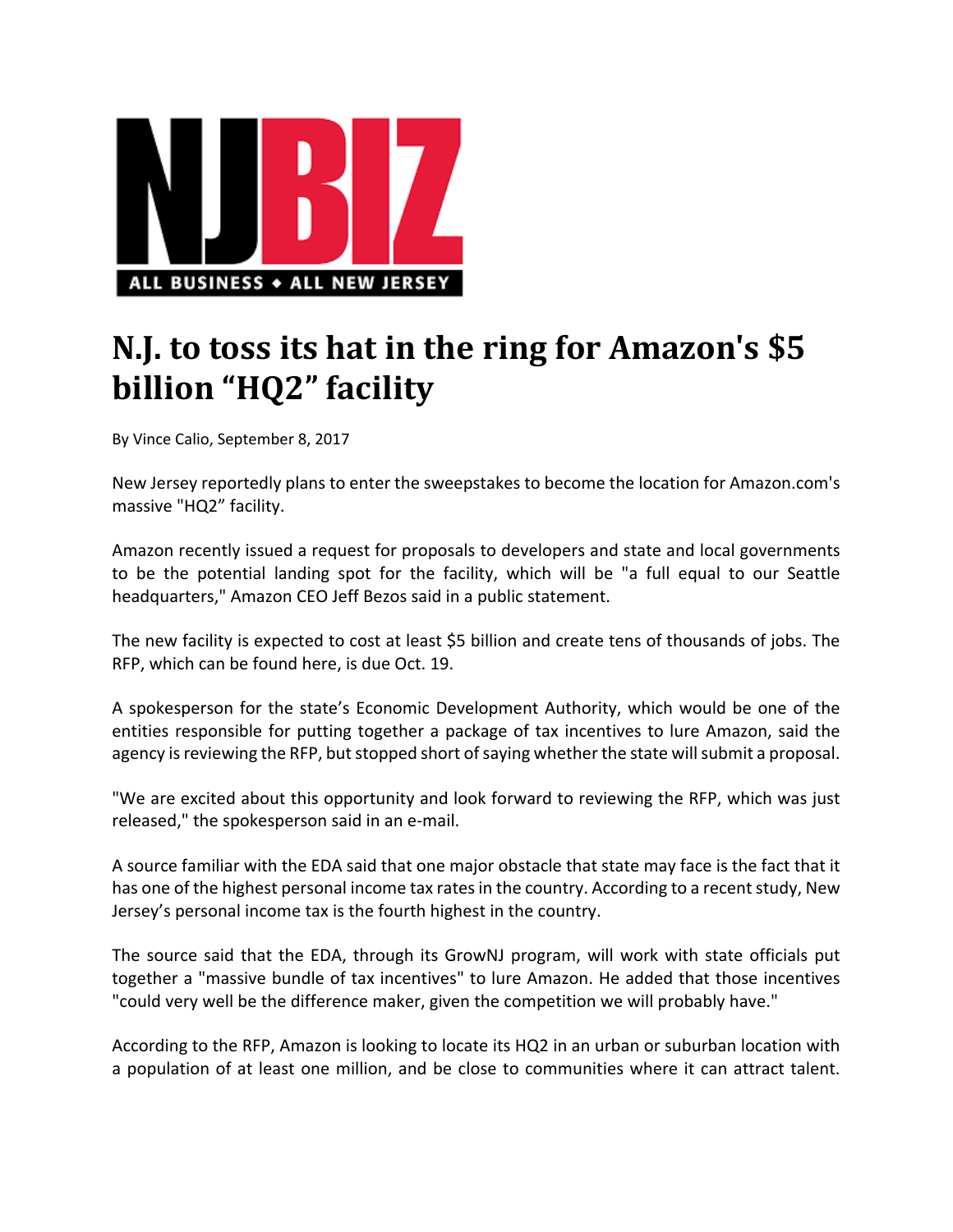NJBIZ

ALL BUSINESS ♦ ALL NEW JERSEY

# N.J. to toss its hat in the ring for Amazon's $5 billion "HQ2" facility

By Vince Calio, September 8, 2017

New Jersey reportedly plans to enter the sweepstakes to become the location for Amazon.com's massive "HQ2" facility.

Amazon recently issued a request for proposals to developers and state and local governments to be the potential landing spot for the facility, which will be "a full equal to our Seattle headquarters," Amazon CEO Jeff Bezos said in a public statement.

The new facility is expected to cost at least $5 billion and create tens of thousands of jobs. The RFP, which can be found here, is due Oct. 19.

A spokesperson for the state's Economic Development Authority, which would be one of the entities responsible for putting together a package of tax incentives to lure Amazon, said the agency is reviewing the RFP, but stopped short of saying whether the state will submit a proposal.

"We are excited about this opportunity and look forward to reviewing the RFP, which was just released," the spokesperson said in an e-mail.

A source familiar with the EDA said that one major obstacle that state may face is the fact that it has one of the highest personal income tax rates in the country. According to a recent study, New Jersey's personal income tax is the fourth highest in the country.

The source said that the EDA, through its GrowNJ program, will work with state officials put together a "massive bundle of tax incentives" to lure Amazon. He added that those incentives "could very well be the difference maker, given the competition we will probably have."

According to the RFP, Amazon is looking to locate its HQ2 in an urban or suburban location with a population of at least one million, and be close to communities where it can attract talent.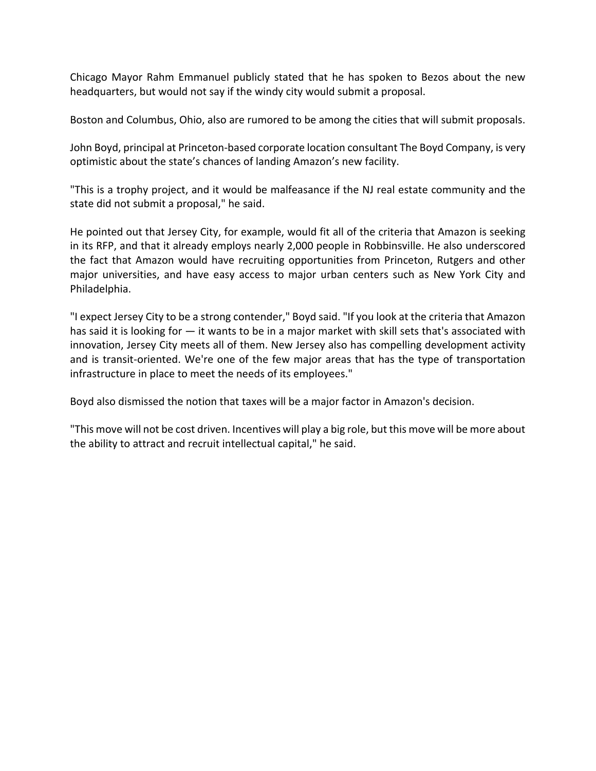Chicago Mayor Rahm Emmanuel publicly stated that he has spoken to Bezos about the new headquarters, but would not say if the windy city would submit a proposal.

Boston and Columbus, Ohio, also are rumored to be among the cities that will submit proposals.

John Boyd, principal at Princeton-based corporate location consultant The Boyd Company, is very optimistic about the state's chances of landing Amazon's new facility.

"This is a trophy project, and it would be malfeasance if the NJ real estate community and the state did not submit a proposal," he said.

He pointed out that Jersey City, for example, would fit all of the criteria that Amazon is seeking in its RFP, and that it already employs nearly 2,000 people in Robbinsville. He also underscored the fact that Amazon would have recruiting opportunities from Princeton, Rutgers and other major universities, and have easy access to major urban centers such as New York City and Philadelphia.

"I expect Jersey City to be a strong contender," Boyd said. "If you look at the criteria that Amazon has said it is looking for — it wants to be in a major market with skill sets that's associated with innovation, Jersey City meets all of them. New Jersey also has compelling development activity and is transit-oriented. We're one of the few major areas that has the type of transportation infrastructure in place to meet the needs of its employees."

Boyd also dismissed the notion that taxes will be a major factor in Amazon's decision.

"This move will not be cost driven. Incentives will play a big role, but this move will be more about the ability to attract and recruit intellectual capital," he said.